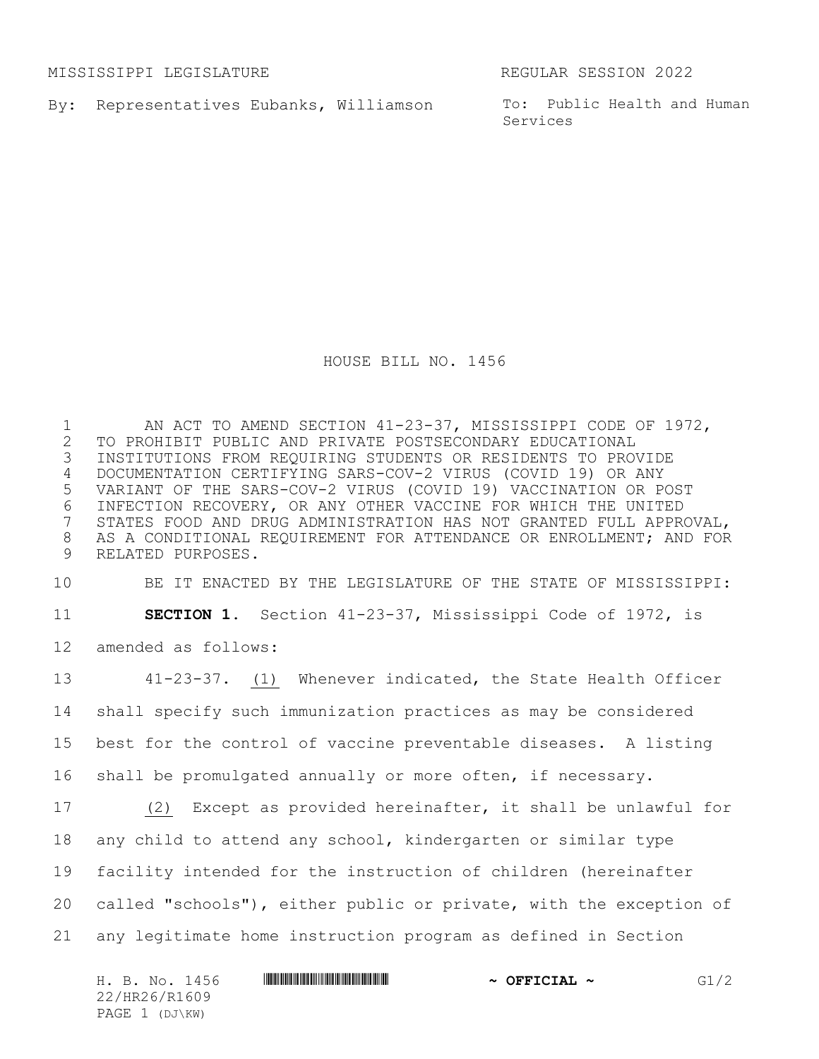MISSISSIPPI LEGISLATURE REGULAR SESSION 2022

By: Representatives Eubanks, Williamson

To: Public Health and Human Services

# HOUSE BILL NO. 1456

AN ACT TO AMEND SECTION 41-23-37, MISSISSIPPI CODE OF 1972, TO PROHIBIT PUBLIC AND PRIVATE POSTSECONDARY EDUCATIONAL INSTITUTIONS FROM REQUIRING STUDENTS OR RESIDENTS TO PROVIDE DOCUMENTATION CERTIFYING SARS-COV-2 VIRUS (COVID 19) OR ANY VARIANT OF THE SARS-COV-2 VIRUS (COVID 19) VACCINATION OR POST INFECTION RECOVERY, OR ANY OTHER VACCINE FOR WHICH THE UNITED STATES FOOD AND DRUG ADMINISTRATION HAS NOT GRANTED FULL APPROVAL, AS A CONDITIONAL REQUIREMENT FOR ATTENDANCE OR ENROLLMENT; AND FOR RELATED PURPOSES.

BE IT ENACTED BY THE LEGISLATURE OF THE STATE OF MISSISSIPPI:

**SECTION 1.** Section 41-23-37, Mississippi Code of 1972, is amended as follows:

41-23-37. (1) Whenever indicated, the State Health Officer shall specify such immunization practices as may be considered best for the control of vaccine preventable diseases. A listing shall be promulgated annually or more often, if necessary.

(2) Except as provided hereinafter, it shall be unlawful for any child to attend any school, kindergarten or similar type facility intended for the instruction of children (hereinafter called "schools"), either public or private, with the exception of any legitimate home instruction program as defined in Section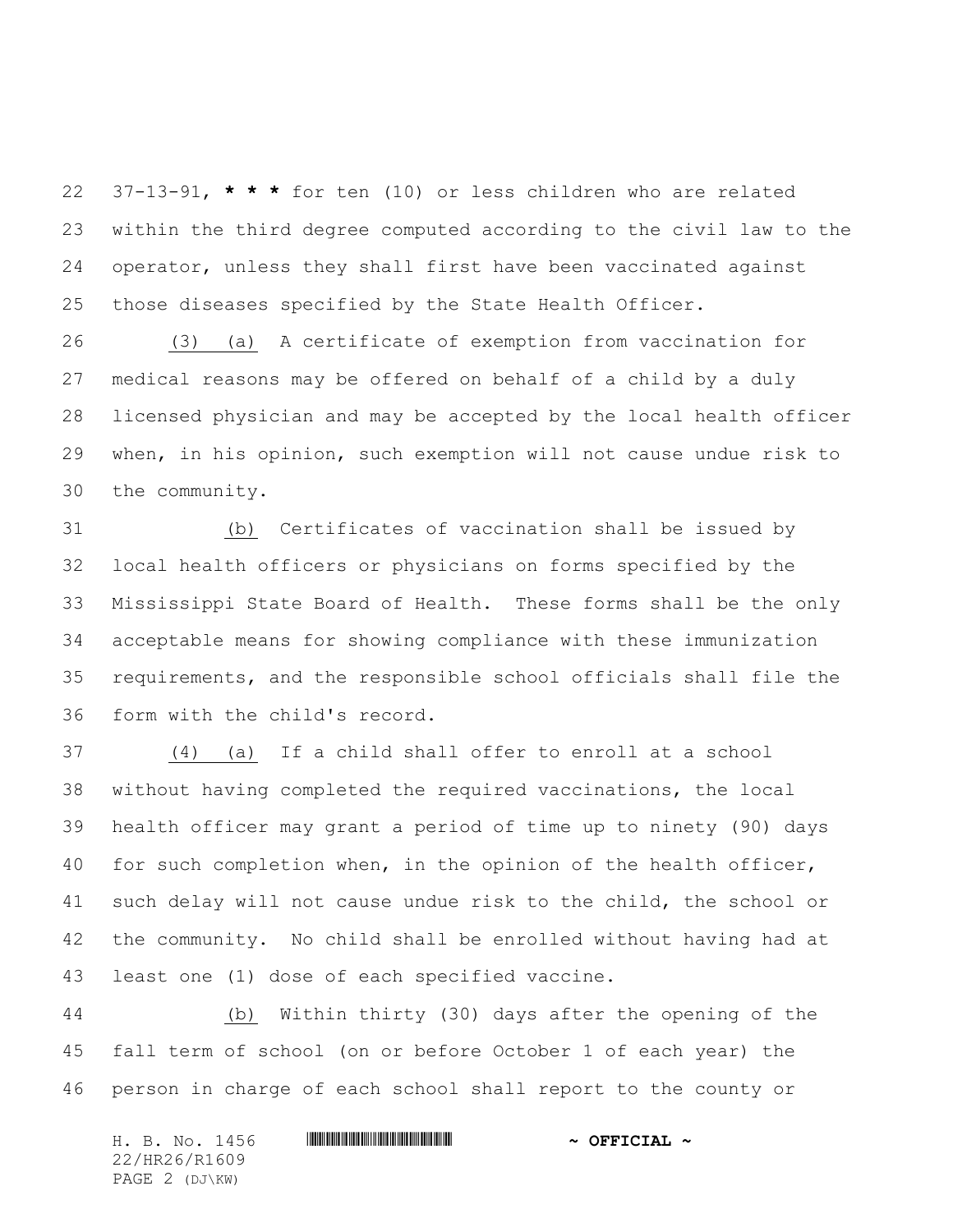37-13-91, * * * for ten (10) or less children who are related within the third degree computed according to the civil law to the operator, unless they shall first have been vaccinated against those diseases specified by the State Health Officer.

(3) (a) A certificate of exemption from vaccination for medical reasons may be offered on behalf of a child by a duly licensed physician and may be accepted by the local health officer when, in his opinion, such exemption will not cause undue risk to the community.

(b) Certificates of vaccination shall be issued by local health officers or physicians on forms specified by the Mississippi State Board of Health. These forms shall be the only acceptable means for showing compliance with these immunization requirements, and the responsible school officials shall file the form with the child's record.

(4) (a) If a child shall offer to enroll at a school without having completed the required vaccinations, the local health officer may grant a period of time up to ninety (90) days for such completion when, in the opinion of the health officer, such delay will not cause undue risk to the child, the school or the community. No child shall be enrolled without having had at least one (1) dose of each specified vaccine.

(b) Within thirty (30) days after the opening of the fall term of school (on or before October 1 of each year) the person in charge of each school shall report to the county or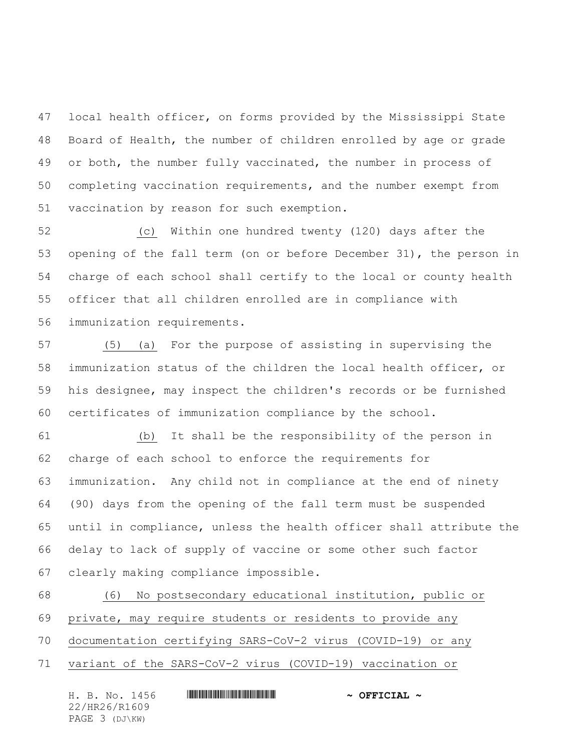local health officer, on forms provided by the Mississippi State Board of Health, the number of children enrolled by age or grade or both, the number fully vaccinated, the number in process of completing vaccination requirements, and the number exempt from vaccination by reason for such exemption.

(c) Within one hundred twenty (120) days after the opening of the fall term (on or before December 31), the person in charge of each school shall certify to the local or county health officer that all children enrolled are in compliance with immunization requirements.

(5) (a) For the purpose of assisting in supervising the immunization status of the children the local health officer, or his designee, may inspect the children's records or be furnished certificates of immunization compliance by the school.

(b) It shall be the responsibility of the person in charge of each school to enforce the requirements for immunization. Any child not in compliance at the end of ninety (90) days from the opening of the fall term must be suspended until in compliance, unless the health officer shall attribute the delay to lack of supply of vaccine or some other such factor clearly making compliance impossible.

(6) No postsecondary educational institution, public or private, may require students or residents to provide any documentation certifying SARS-CoV-2 virus (COVID-19) or any variant of the SARS-CoV-2 virus (COVID-19) vaccination or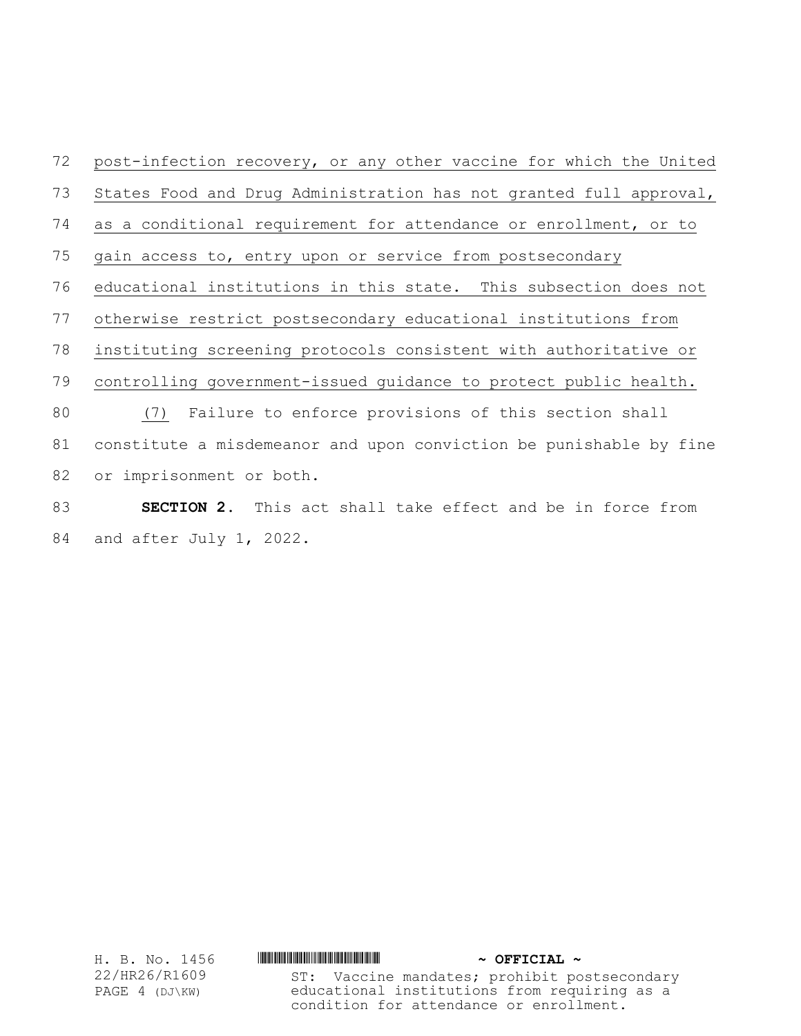post-infection recovery, or any other vaccine for which the United States Food and Drug Administration has not granted full approval, as a conditional requirement for attendance or enrollment, or to gain access to, entry upon or service from postsecondary educational institutions in this state. This subsection does not otherwise restrict postsecondary educational institutions from instituting screening protocols consistent with authoritative or controlling government-issued guidance to protect public health.

(7) Failure to enforce provisions of this section shall constitute a misdemeanor and upon conviction be punishable by fine or imprisonment or both.

**SECTION 2.** This act shall take effect and be in force from and after July 1, 2022.

ST: Vaccine mandates; prohibit postsecondary educational institutions from requiring as a condition for attendance or enrollment.